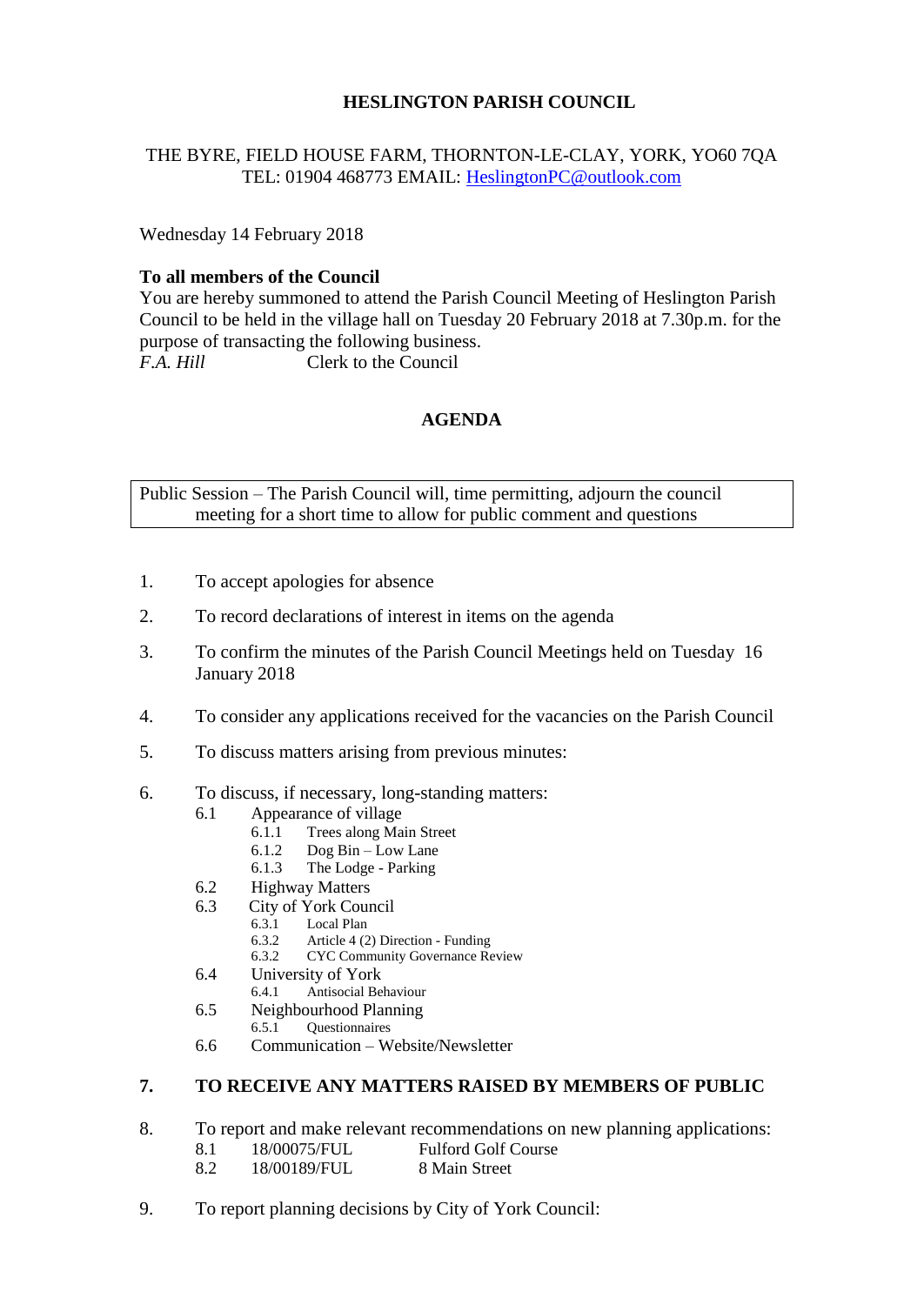**HESLINGTON PARISH COUNCIL**

THE BYRE, FIELD HOUSE FARM, THORNTON-LE-CLAY, YORK, YO60 7QA
TEL: 01904 468773 EMAIL: HeslingtonPC@outlook.com

Wednesday 14 February 2018

**To all members of the Council**
You are hereby summoned to attend the Parish Council Meeting of Heslington Parish Council to be held in the village hall on Tuesday 20 February 2018 at 7.30p.m. for the purpose of transacting the following business.
*F.A. Hill* Clerk to the Council

**AGENDA**

Public Session – The Parish Council will, time permitting, adjourn the council meeting for a short time to allow for public comment and questions

1. To accept apologies for absence
2. To record declarations of interest in items on the agenda
3. To confirm the minutes of the Parish Council Meetings held on Tuesday 16 January 2018
4. To consider any applications received for the vacancies on the Parish Council
5. To discuss matters arising from previous minutes:
6. To discuss, if necessary, long-standing matters:
   - 6.1 Appearance of village
     - 6.1.1 Trees along Main Street
     - 6.1.2 Dog Bin – Low Lane
     - 6.1.3 The Lodge - Parking
   - 6.2 Highway Matters
   - 6.3 City of York Council
     - 6.3.1 Local Plan
     - 6.3.2 Article 4 (2) Direction - Funding
     - 6.3.2 CYC Community Governance Review
   - 6.4 University of York
     - 6.4.1 Antisocial Behaviour
   - 6.5 Neighbourhood Planning
     - 6.5.1 Questionnaires
   - 6.6 Communication – Website/Newsletter
7. **TO RECEIVE ANY MATTERS RAISED BY MEMBERS OF PUBLIC**
8. To report and make relevant recommendations on new planning applications:
   - 8.1 18/00075/FUL Fulford Golf Course
   - 8.2 18/00189/FUL 8 Main Street
9. To report planning decisions by City of York Council: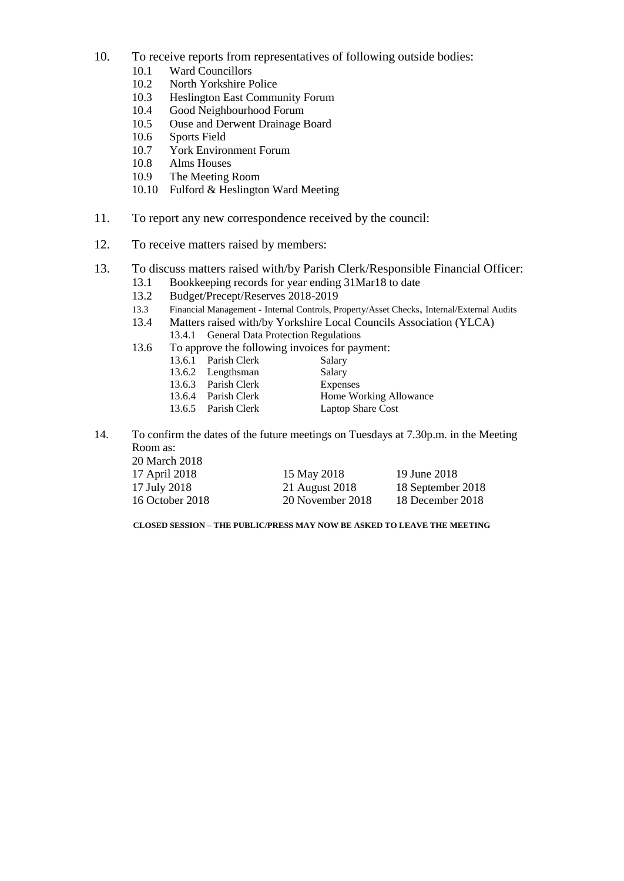10. To receive reports from representatives of following outside bodies:
    - 10.1 Ward Councillors
    - 10.2 North Yorkshire Police
    - 10.3 Heslington East Community Forum
    - 10.4 Good Neighbourhood Forum
    - 10.5 Ouse and Derwent Drainage Board
    - 10.6 Sports Field
    - 10.7 York Environment Forum
    - 10.8 Alms Houses
    - 10.9 The Meeting Room
    - 10.10 Fulford & Heslington Ward Meeting

11. To report any new correspondence received by the council:

12. To receive matters raised by members:

13. To discuss matters raised with/by Parish Clerk/Responsible Financial Officer:
    - 13.1 Bookkeeping records for year ending 31Mar18 to date
    - 13.2 Budget/Precept/Reserves 2018-2019
    - 13.3 Financial Management - Internal Controls, Property/Asset Checks, Internal/External Audits
    - 13.4 Matters raised with/by Yorkshire Local Councils Association (YLCA)
        - 13.4.1 General Data Protection Regulations
    - 13.6 To approve the following invoices for payment:

| | | |
|---|---|---|
| 13.6.1 | Parish Clerk | Salary |
| 13.6.2 | Lengthsman | Salary |
| 13.6.3 | Parish Clerk | Expenses |
| 13.6.4 | Parish Clerk | Home Working Allowance |
| 13.6.5 | Parish Clerk | Laptop Share Cost |

14. To confirm the dates of the future meetings on Tuesdays at 7.30p.m. in the Meeting Room as:

| | | |
|---|---|---|
| 20 March 2018 | | |
| 17 April 2018 | 15 May 2018 | 19 June 2018 |
| 17 July 2018 | 21 August 2018 | 18 September 2018 |
| 16 October 2018 | 20 November 2018 | 18 December 2018 |

**CLOSED SESSION – THE PUBLIC/PRESS MAY NOW BE ASKED TO LEAVE THE MEETING**